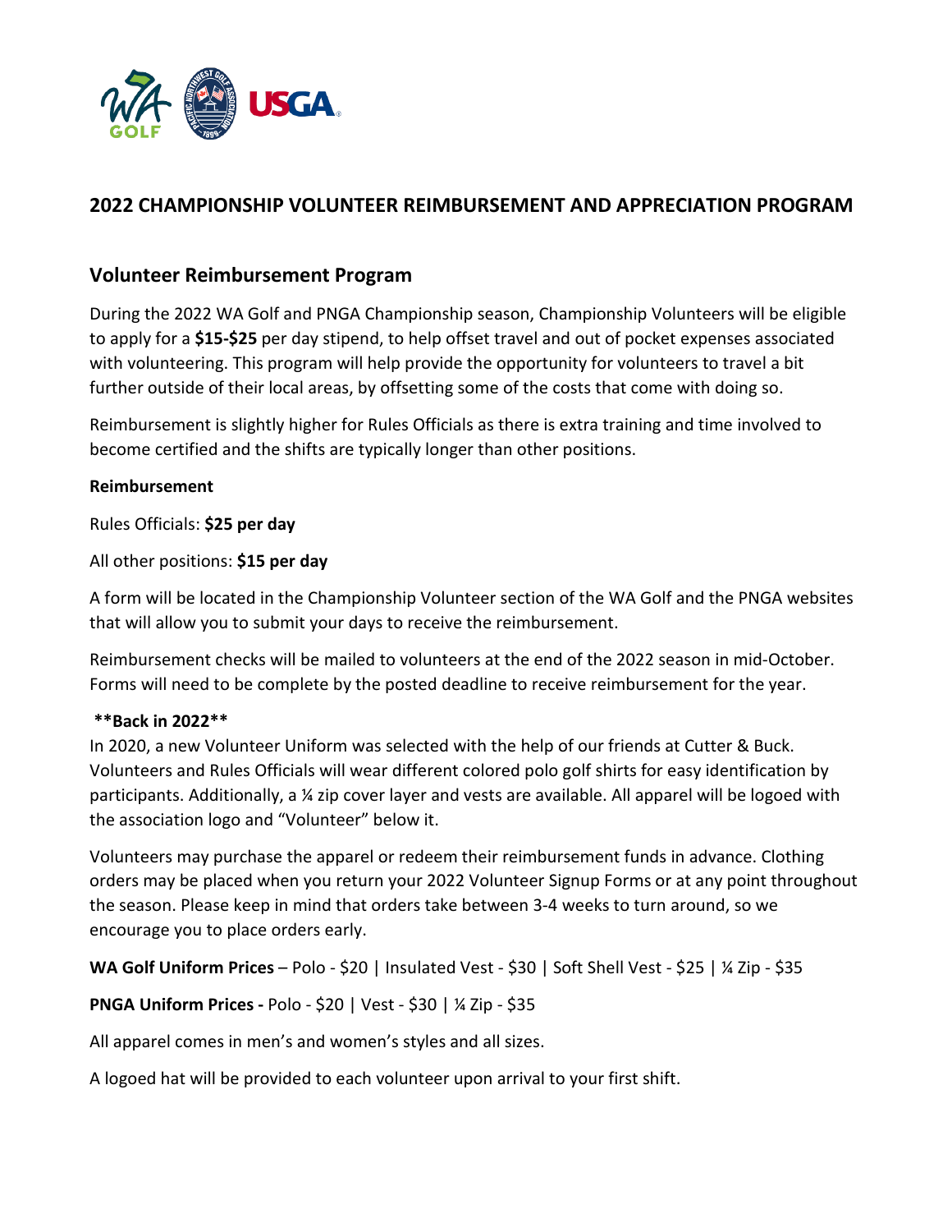# 2022 CHAMPIONSHIP VOLUNTEER REIMBURSEMENT AND APPRECIATION PROGRAM

## Volunteer Reimbursement Program

During the 2022 WA Golf and PNGA Championship season, Championship Volunteers will be eligible to apply for a **$15-$25** per day stipend, to help offset travel and out of pocket expenses associated with volunteering. This program will help provide the opportunity for volunteers to travel a bit further outside of their local areas, by offsetting some of the costs that come with doing so.

Reimbursement is slightly higher for Rules Officials as there is extra training and time involved to become certified and the shifts are typically longer than other positions.

**Reimbursement**

Rules Officials: **$25 per day**

All other positions: **$15 per day**

A form will be located in the Championship Volunteer section of the WA Golf and the PNGA websites that will allow you to submit your days to receive the reimbursement.

Reimbursement checks will be mailed to volunteers at the end of the 2022 season in mid-October. Forms will need to be complete by the posted deadline to receive reimbursement for the year.

**\*\*Back in 2022\*\***

In 2020, a new Volunteer Uniform was selected with the help of our friends at Cutter & Buck. Volunteers and Rules Officials will wear different colored polo golf shirts for easy identification by participants. Additionally, a ¼ zip cover layer and vests are available. All apparel will be logoed with the association logo and "Volunteer" below it.

Volunteers may purchase the apparel or redeem their reimbursement funds in advance. Clothing orders may be placed when you return your 2022 Volunteer Signup Forms or at any point throughout the season. Please keep in mind that orders take between 3-4 weeks to turn around, so we encourage you to place orders early.

**WA Golf Uniform Prices** – Polo - $20 | Insulated Vest - $30 | Soft Shell Vest - $25 | ¼ Zip - $35

**PNGA Uniform Prices -** Polo - $20 | Vest - $30 | ¼ Zip - $35

All apparel comes in men's and women's styles and all sizes.

A logoed hat will be provided to each volunteer upon arrival to your first shift.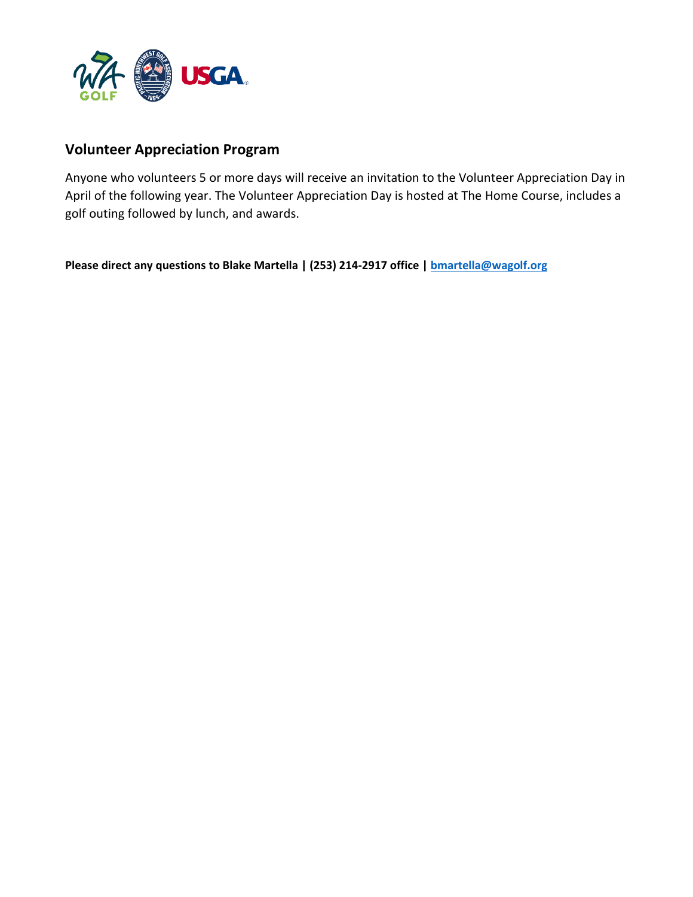## Volunteer Appreciation Program

Anyone who volunteers 5 or more days will receive an invitation to the Volunteer Appreciation Day in April of the following year. The Volunteer Appreciation Day is hosted at The Home Course, includes a golf outing followed by lunch, and awards.

**Please direct any questions to Blake Martella | (253) 214-2917 office | [bmartella@wagolf.org](mailto:bmartella@wagolf.org)**